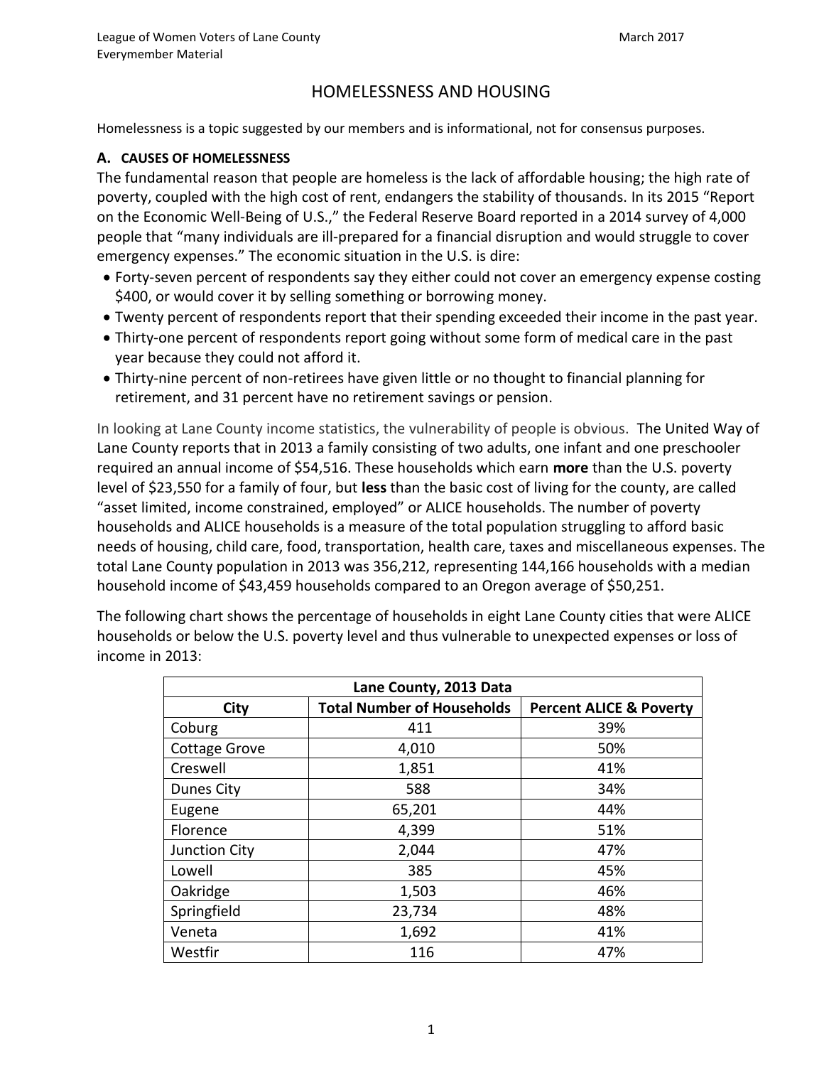# HOMELESSNESS AND HOUSING

Homelessness is a topic suggested by our members and is informational, not for consensus purposes.

## A. CAUSES OF HOMELESSNESS

The fundamental reason that people are homeless is the lack of affordable housing; the high rate of poverty, coupled with the high cost of rent, endangers the stability of thousands. In its 2015 "Report on the Economic Well-Being of U.S.," the Federal Reserve Board reported in a 2014 survey of 4,000 people that "many individuals are ill-prepared for a financial disruption and would struggle to cover emergency expenses." The economic situation in the U.S. is dire:

- Forty-seven percent of respondents say they either could not cover an emergency expense costing $400, or would cover it by selling something or borrowing money.
- Twenty percent of respondents report that their spending exceeded their income in the past year.
- Thirty-one percent of respondents report going without some form of medical care in the past year because they could not afford it.
- Thirty-nine percent of non-retirees have given little or no thought to financial planning for retirement, and 31 percent have no retirement savings or pension.

In looking at Lane County income statistics, the vulnerability of people is obvious. The United Way of Lane County reports that in 2013 a family consisting of two adults, one infant and one preschooler required an annual income of $54,516. These households which earn **more** than the U.S. poverty level of $23,550 for a family of four, but **less** than the basic cost of living for the county, are called "asset limited, income constrained, employed" or ALICE households. The number of poverty households and ALICE households is a measure of the total population struggling to afford basic needs of housing, child care, food, transportation, health care, taxes and miscellaneous expenses. The total Lane County population in 2013 was 356,212, representing 144,166 households with a median household income of $43,459 households compared to an Oregon average of $50,251.

The following chart shows the percentage of households in eight Lane County cities that were ALICE households or below the U.S. poverty level and thus vulnerable to unexpected expenses or loss of income in 2013:

| Lane County, 2013 Data | | |
|---|---|---|
| **City** | **Total Number of Households** | **Percent ALICE & Poverty** |
| Coburg | 411 | 39% |
| Cottage Grove | 4,010 | 50% |
| Creswell | 1,851 | 41% |
| Dunes City | 588 | 34% |
| Eugene | 65,201 | 44% |
| Florence | 4,399 | 51% |
| Junction City | 2,044 | 47% |
| Lowell | 385 | 45% |
| Oakridge | 1,503 | 46% |
| Springfield | 23,734 | 48% |
| Veneta | 1,692 | 41% |
| Westfir | 116 | 47% |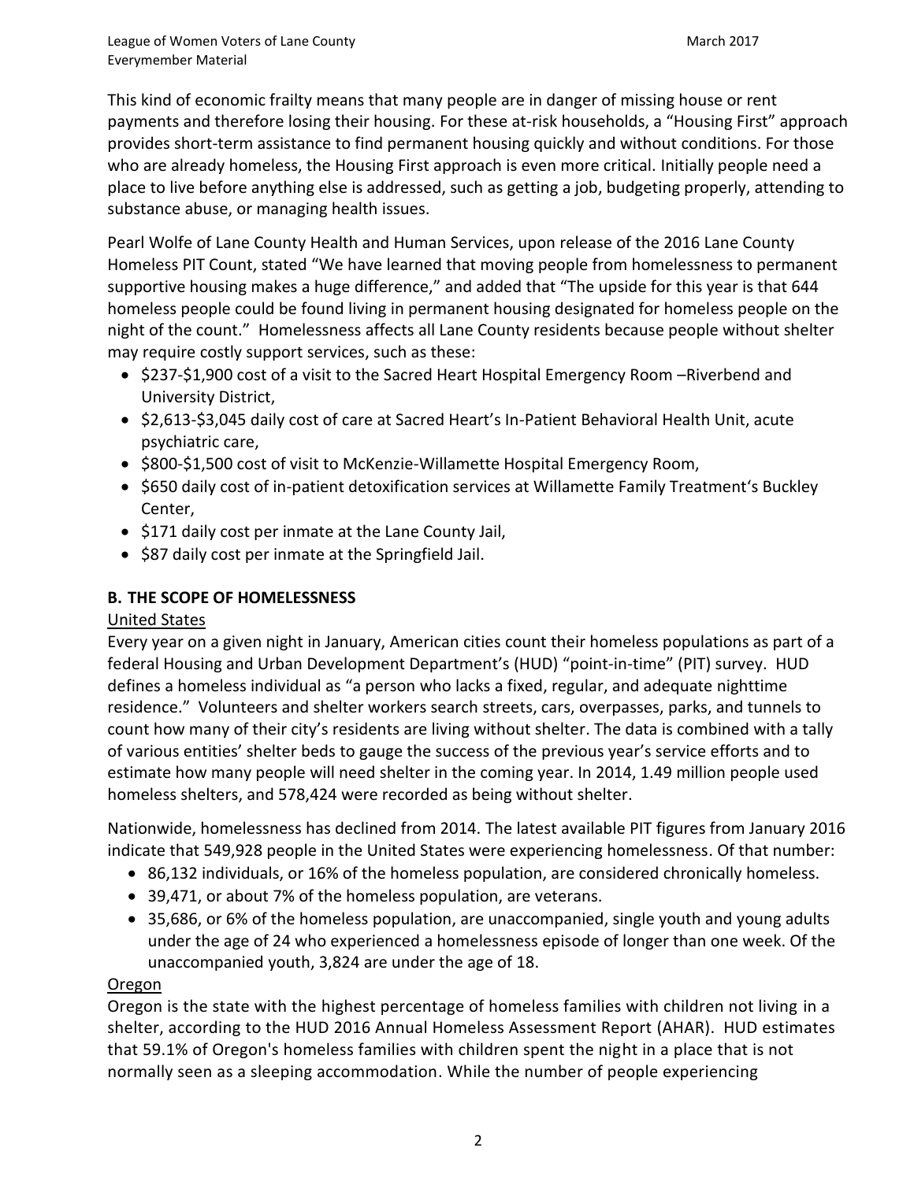This kind of economic frailty means that many people are in danger of missing house or rent payments and therefore losing their housing. For these at-risk households, a "Housing First" approach provides short-term assistance to find permanent housing quickly and without conditions. For those who are already homeless, the Housing First approach is even more critical. Initially people need a place to live before anything else is addressed, such as getting a job, budgeting properly, attending to substance abuse, or managing health issues.

Pearl Wolfe of Lane County Health and Human Services, upon release of the 2016 Lane County Homeless PIT Count, stated "We have learned that moving people from homelessness to permanent supportive housing makes a huge difference," and added that "The upside for this year is that 644 homeless people could be found living in permanent housing designated for homeless people on the night of the count." Homelessness affects all Lane County residents because people without shelter may require costly support services, such as these:

- $237-$1,900 cost of a visit to the Sacred Heart Hospital Emergency Room –Riverbend and University District,
- $2,613-$3,045 daily cost of care at Sacred Heart's In-Patient Behavioral Health Unit, acute psychiatric care,
- $800-$1,500 cost of visit to McKenzie-Willamette Hospital Emergency Room,
- $650 daily cost of in-patient detoxification services at Willamette Family Treatment's Buckley Center,
- $171 daily cost per inmate at the Lane County Jail,
- $87 daily cost per inmate at the Springfield Jail.

## B. THE SCOPE OF HOMELESSNESS

### United States

Every year on a given night in January, American cities count their homeless populations as part of a federal Housing and Urban Development Department's (HUD) "point-in-time" (PIT) survey. HUD defines a homeless individual as "a person who lacks a fixed, regular, and adequate nighttime residence." Volunteers and shelter workers search streets, cars, overpasses, parks, and tunnels to count how many of their city's residents are living without shelter. The data is combined with a tally of various entities' shelter beds to gauge the success of the previous year's service efforts and to estimate how many people will need shelter in the coming year. In 2014, 1.49 million people used homeless shelters, and 578,424 were recorded as being without shelter.

Nationwide, homelessness has declined from 2014. The latest available PIT figures from January 2016 indicate that 549,928 people in the United States were experiencing homelessness. Of that number:

- 86,132 individuals, or 16% of the homeless population, are considered chronically homeless.
- 39,471, or about 7% of the homeless population, are veterans.
- 35,686, or 6% of the homeless population, are unaccompanied, single youth and young adults under the age of 24 who experienced a homelessness episode of longer than one week. Of the unaccompanied youth, 3,824 are under the age of 18.

### Oregon

Oregon is the state with the highest percentage of homeless families with children not living in a shelter, according to the HUD 2016 Annual Homeless Assessment Report (AHAR). HUD estimates that 59.1% of Oregon's homeless families with children spent the night in a place that is not normally seen as a sleeping accommodation. While the number of people experiencing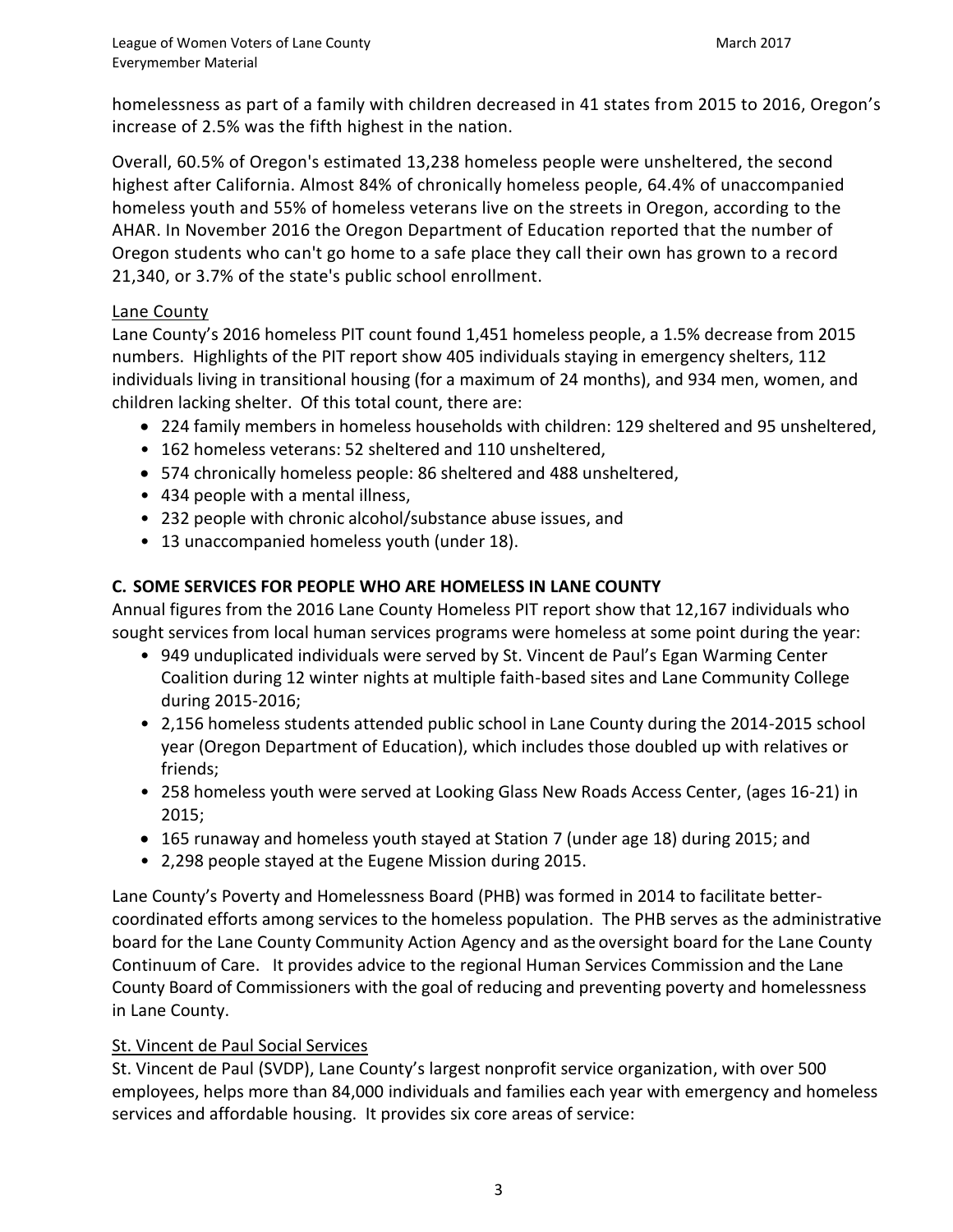homelessness as part of a family with children decreased in 41 states from 2015 to 2016, Oregon's increase of 2.5% was the fifth highest in the nation.

Overall, 60.5% of Oregon's estimated 13,238 homeless people were unsheltered, the second highest after California. Almost 84% of chronically homeless people, 64.4% of unaccompanied homeless youth and 55% of homeless veterans live on the streets in Oregon, according to the AHAR. In November 2016 the Oregon Department of Education reported that the number of Oregon students who can't go home to a safe place they call their own has grown to a record 21,340, or 3.7% of the state's public school enrollment.

Lane County

Lane County's 2016 homeless PIT count found 1,451 homeless people, a 1.5% decrease from 2015 numbers. Highlights of the PIT report show 405 individuals staying in emergency shelters, 112 individuals living in transitional housing (for a maximum of 24 months), and 934 men, women, and children lacking shelter. Of this total count, there are:

- 224 family members in homeless households with children: 129 sheltered and 95 unsheltered,
- 162 homeless veterans: 52 sheltered and 110 unsheltered,
- 574 chronically homeless people: 86 sheltered and 488 unsheltered,
- 434 people with a mental illness,
- 232 people with chronic alcohol/substance abuse issues, and
- 13 unaccompanied homeless youth (under 18).

**C. SOME SERVICES FOR PEOPLE WHO ARE HOMELESS IN LANE COUNTY**

Annual figures from the 2016 Lane County Homeless PIT report show that 12,167 individuals who sought services from local human services programs were homeless at some point during the year:

- 949 unduplicated individuals were served by St. Vincent de Paul's Egan Warming Center Coalition during 12 winter nights at multiple faith-based sites and Lane Community College during 2015-2016;
- 2,156 homeless students attended public school in Lane County during the 2014-2015 school year (Oregon Department of Education), which includes those doubled up with relatives or friends;
- 258 homeless youth were served at Looking Glass New Roads Access Center, (ages 16-21) in 2015;
- 165 runaway and homeless youth stayed at Station 7 (under age 18) during 2015; and
- 2,298 people stayed at the Eugene Mission during 2015.

Lane County's Poverty and Homelessness Board (PHB) was formed in 2014 to facilitate better-coordinated efforts among services to the homeless population. The PHB serves as the administrative board for the Lane County Community Action Agency and as the oversight board for the Lane County Continuum of Care. It provides advice to the regional Human Services Commission and the Lane County Board of Commissioners with the goal of reducing and preventing poverty and homelessness in Lane County.

St. Vincent de Paul Social Services

St. Vincent de Paul (SVDP), Lane County's largest nonprofit service organization, with over 500 employees, helps more than 84,000 individuals and families each year with emergency and homeless services and affordable housing. It provides six core areas of service: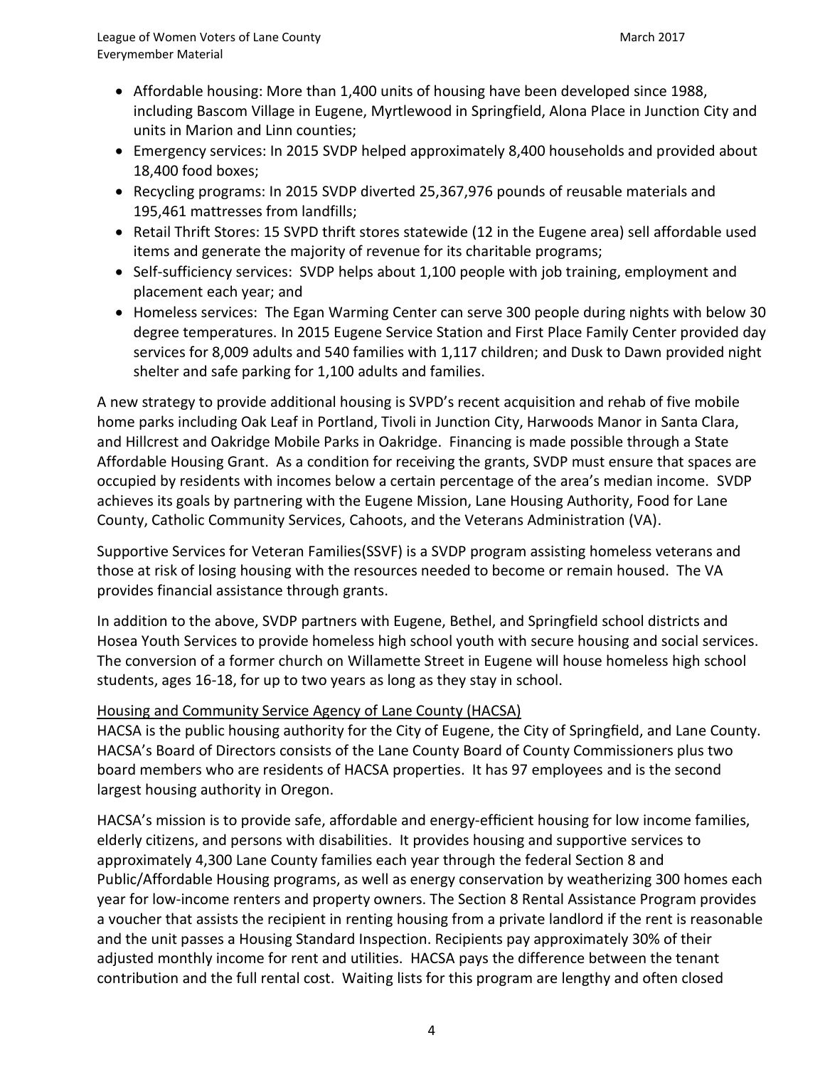- Affordable housing: More than 1,400 units of housing have been developed since 1988, including Bascom Village in Eugene, Myrtlewood in Springfield, Alona Place in Junction City and units in Marion and Linn counties;
- Emergency services: In 2015 SVDP helped approximately 8,400 households and provided about 18,400 food boxes;
- Recycling programs: In 2015 SVDP diverted 25,367,976 pounds of reusable materials and 195,461 mattresses from landfills;
- Retail Thrift Stores: 15 SVPD thrift stores statewide (12 in the Eugene area) sell affordable used items and generate the majority of revenue for its charitable programs;
- Self-sufficiency services: SVDP helps about 1,100 people with job training, employment and placement each year; and
- Homeless services: The Egan Warming Center can serve 300 people during nights with below 30 degree temperatures. In 2015 Eugene Service Station and First Place Family Center provided day services for 8,009 adults and 540 families with 1,117 children; and Dusk to Dawn provided night shelter and safe parking for 1,100 adults and families.

A new strategy to provide additional housing is SVPD's recent acquisition and rehab of five mobile home parks including Oak Leaf in Portland, Tivoli in Junction City, Harwoods Manor in Santa Clara, and Hillcrest and Oakridge Mobile Parks in Oakridge. Financing is made possible through a State Affordable Housing Grant. As a condition for receiving the grants, SVDP must ensure that spaces are occupied by residents with incomes below a certain percentage of the area's median income. SVDP achieves its goals by partnering with the Eugene Mission, Lane Housing Authority, Food for Lane County, Catholic Community Services, Cahoots, and the Veterans Administration (VA).

Supportive Services for Veteran Families(SSVF) is a SVDP program assisting homeless veterans and those at risk of losing housing with the resources needed to become or remain housed. The VA provides financial assistance through grants.

In addition to the above, SVDP partners with Eugene, Bethel, and Springfield school districts and Hosea Youth Services to provide homeless high school youth with secure housing and social services. The conversion of a former church on Willamette Street in Eugene will house homeless high school students, ages 16-18, for up to two years as long as they stay in school.

<u>Housing and Community Service Agency of Lane County (HACSA)</u>

HACSA is the public housing authority for the City of Eugene, the City of Springfield, and Lane County. HACSA's Board of Directors consists of the Lane County Board of County Commissioners plus two board members who are residents of HACSA properties. It has 97 employees and is the second largest housing authority in Oregon.

HACSA's mission is to provide safe, affordable and energy-efficient housing for low income families, elderly citizens, and persons with disabilities. It provides housing and supportive services to approximately 4,300 Lane County families each year through the federal Section 8 and Public/Affordable Housing programs, as well as energy conservation by weatherizing 300 homes each year for low-income renters and property owners. The Section 8 Rental Assistance Program provides a voucher that assists the recipient in renting housing from a private landlord if the rent is reasonable and the unit passes a Housing Standard Inspection. Recipients pay approximately 30% of their adjusted monthly income for rent and utilities. HACSA pays the difference between the tenant contribution and the full rental cost. Waiting lists for this program are lengthy and often closed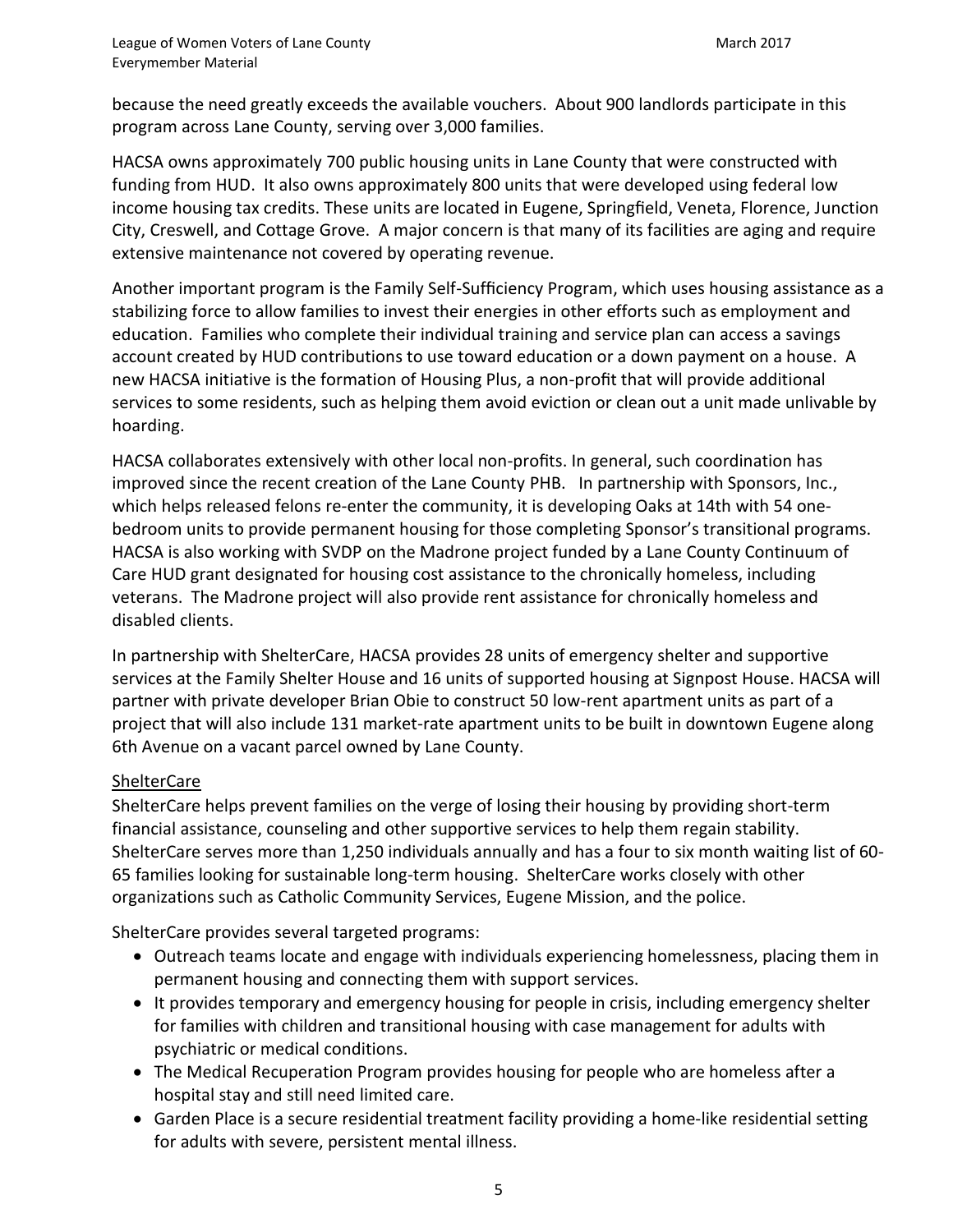because the need greatly exceeds the available vouchers. About 900 landlords participate in this program across Lane County, serving over 3,000 families.

HACSA owns approximately 700 public housing units in Lane County that were constructed with funding from HUD. It also owns approximately 800 units that were developed using federal low income housing tax credits. These units are located in Eugene, Springfield, Veneta, Florence, Junction City, Creswell, and Cottage Grove. A major concern is that many of its facilities are aging and require extensive maintenance not covered by operating revenue.

Another important program is the Family Self-Sufficiency Program, which uses housing assistance as a stabilizing force to allow families to invest their energies in other efforts such as employment and education. Families who complete their individual training and service plan can access a savings account created by HUD contributions to use toward education or a down payment on a house. A new HACSA initiative is the formation of Housing Plus, a non-profit that will provide additional services to some residents, such as helping them avoid eviction or clean out a unit made unlivable by hoarding.

HACSA collaborates extensively with other local non-profits. In general, such coordination has improved since the recent creation of the Lane County PHB. In partnership with Sponsors, Inc., which helps released felons re-enter the community, it is developing Oaks at 14th with 54 one-bedroom units to provide permanent housing for those completing Sponsor's transitional programs. HACSA is also working with SVDP on the Madrone project funded by a Lane County Continuum of Care HUD grant designated for housing cost assistance to the chronically homeless, including veterans. The Madrone project will also provide rent assistance for chronically homeless and disabled clients.

In partnership with ShelterCare, HACSA provides 28 units of emergency shelter and supportive services at the Family Shelter House and 16 units of supported housing at Signpost House. HACSA will partner with private developer Brian Obie to construct 50 low-rent apartment units as part of a project that will also include 131 market-rate apartment units to be built in downtown Eugene along 6th Avenue on a vacant parcel owned by Lane County.

### ShelterCare

ShelterCare helps prevent families on the verge of losing their housing by providing short-term financial assistance, counseling and other supportive services to help them regain stability. ShelterCare serves more than 1,250 individuals annually and has a four to six month waiting list of 60-65 families looking for sustainable long-term housing. ShelterCare works closely with other organizations such as Catholic Community Services, Eugene Mission, and the police.

ShelterCare provides several targeted programs:

- Outreach teams locate and engage with individuals experiencing homelessness, placing them in permanent housing and connecting them with support services.
- It provides temporary and emergency housing for people in crisis, including emergency shelter for families with children and transitional housing with case management for adults with psychiatric or medical conditions.
- The Medical Recuperation Program provides housing for people who are homeless after a hospital stay and still need limited care.
- Garden Place is a secure residential treatment facility providing a home-like residential setting for adults with severe, persistent mental illness.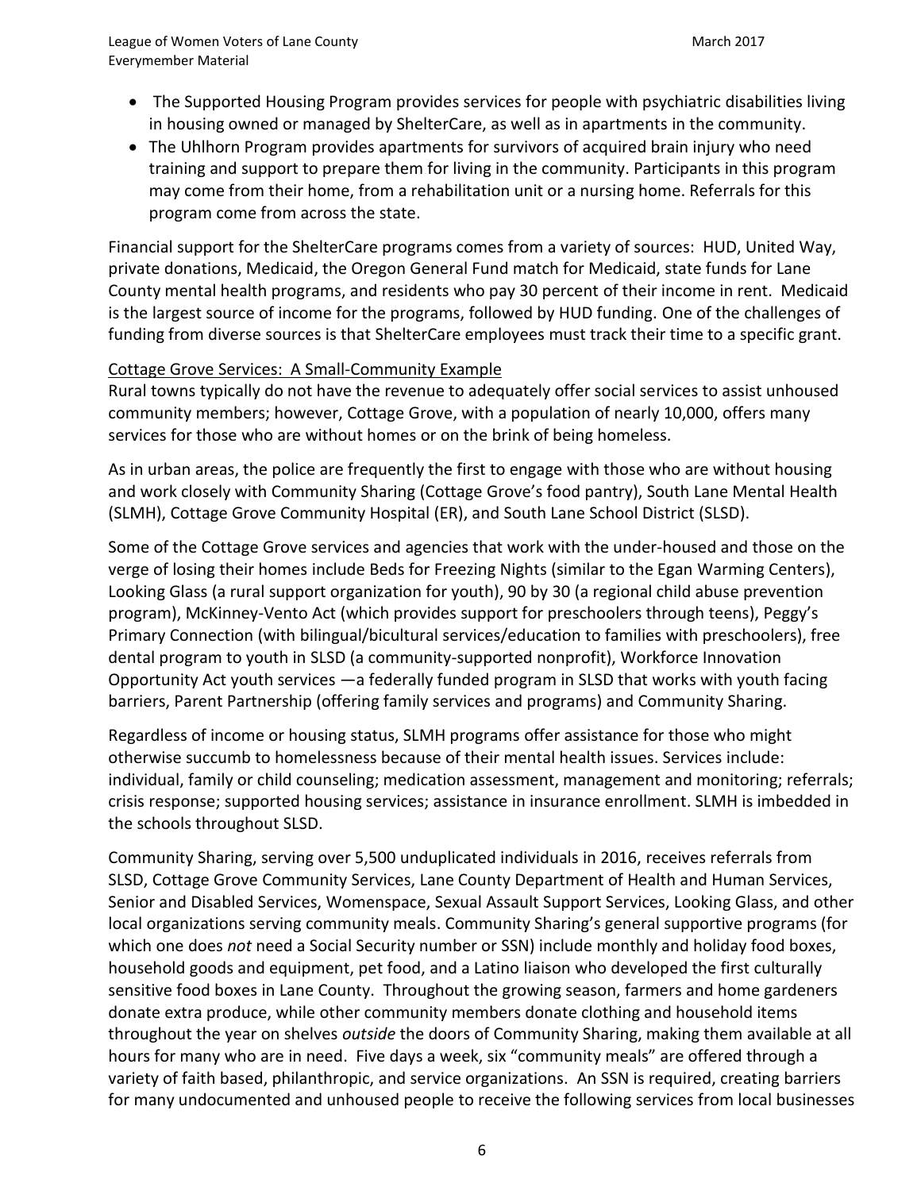- The Supported Housing Program provides services for people with psychiatric disabilities living in housing owned or managed by ShelterCare, as well as in apartments in the community.
- The Uhlhorn Program provides apartments for survivors of acquired brain injury who need training and support to prepare them for living in the community. Participants in this program may come from their home, from a rehabilitation unit or a nursing home. Referrals for this program come from across the state.

Financial support for the ShelterCare programs comes from a variety of sources: HUD, United Way, private donations, Medicaid, the Oregon General Fund match for Medicaid, state funds for Lane County mental health programs, and residents who pay 30 percent of their income in rent. Medicaid is the largest source of income for the programs, followed by HUD funding. One of the challenges of funding from diverse sources is that ShelterCare employees must track their time to a specific grant.

<u>Cottage Grove Services: A Small-Community Example</u>

Rural towns typically do not have the revenue to adequately offer social services to assist unhoused community members; however, Cottage Grove, with a population of nearly 10,000, offers many services for those who are without homes or on the brink of being homeless.

As in urban areas, the police are frequently the first to engage with those who are without housing and work closely with Community Sharing (Cottage Grove's food pantry), South Lane Mental Health (SLMH), Cottage Grove Community Hospital (ER), and South Lane School District (SLSD).

Some of the Cottage Grove services and agencies that work with the under-housed and those on the verge of losing their homes include Beds for Freezing Nights (similar to the Egan Warming Centers), Looking Glass (a rural support organization for youth), 90 by 30 (a regional child abuse prevention program), McKinney-Vento Act (which provides support for preschoolers through teens), Peggy's Primary Connection (with bilingual/bicultural services/education to families with preschoolers), free dental program to youth in SLSD (a community-supported nonprofit), Workforce Innovation Opportunity Act youth services —a federally funded program in SLSD that works with youth facing barriers, Parent Partnership (offering family services and programs) and Community Sharing.

Regardless of income or housing status, SLMH programs offer assistance for those who might otherwise succumb to homelessness because of their mental health issues. Services include: individual, family or child counseling; medication assessment, management and monitoring; referrals; crisis response; supported housing services; assistance in insurance enrollment. SLMH is imbedded in the schools throughout SLSD.

Community Sharing, serving over 5,500 unduplicated individuals in 2016, receives referrals from SLSD, Cottage Grove Community Services, Lane County Department of Health and Human Services, Senior and Disabled Services, Womenspace, Sexual Assault Support Services, Looking Glass, and other local organizations serving community meals. Community Sharing's general supportive programs (for which one does *not* need a Social Security number or SSN) include monthly and holiday food boxes, household goods and equipment, pet food, and a Latino liaison who developed the first culturally sensitive food boxes in Lane County. Throughout the growing season, farmers and home gardeners donate extra produce, while other community members donate clothing and household items throughout the year on shelves *outside* the doors of Community Sharing, making them available at all hours for many who are in need. Five days a week, six "community meals" are offered through a variety of faith based, philanthropic, and service organizations. An SSN is required, creating barriers for many undocumented and unhoused people to receive the following services from local businesses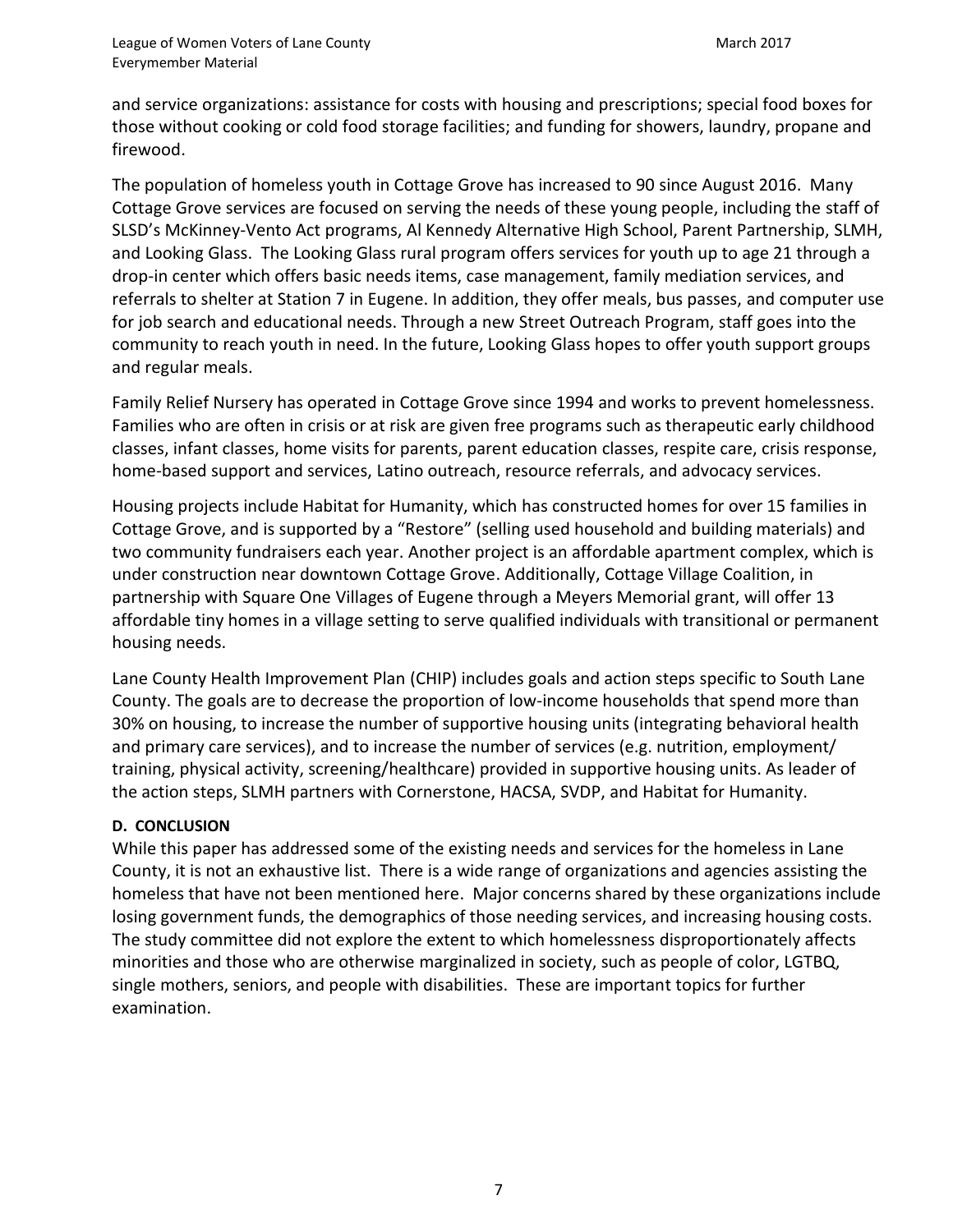and service organizations: assistance for costs with housing and prescriptions; special food boxes for those without cooking or cold food storage facilities; and funding for showers, laundry, propane and firewood.

The population of homeless youth in Cottage Grove has increased to 90 since August 2016. Many Cottage Grove services are focused on serving the needs of these young people, including the staff of SLSD's McKinney-Vento Act programs, Al Kennedy Alternative High School, Parent Partnership, SLMH, and Looking Glass. The Looking Glass rural program offers services for youth up to age 21 through a drop-in center which offers basic needs items, case management, family mediation services, and referrals to shelter at Station 7 in Eugene. In addition, they offer meals, bus passes, and computer use for job search and educational needs. Through a new Street Outreach Program, staff goes into the community to reach youth in need. In the future, Looking Glass hopes to offer youth support groups and regular meals.

Family Relief Nursery has operated in Cottage Grove since 1994 and works to prevent homelessness. Families who are often in crisis or at risk are given free programs such as therapeutic early childhood classes, infant classes, home visits for parents, parent education classes, respite care, crisis response, home-based support and services, Latino outreach, resource referrals, and advocacy services.

Housing projects include Habitat for Humanity, which has constructed homes for over 15 families in Cottage Grove, and is supported by a "Restore" (selling used household and building materials) and two community fundraisers each year. Another project is an affordable apartment complex, which is under construction near downtown Cottage Grove. Additionally, Cottage Village Coalition, in partnership with Square One Villages of Eugene through a Meyers Memorial grant, will offer 13 affordable tiny homes in a village setting to serve qualified individuals with transitional or permanent housing needs.

Lane County Health Improvement Plan (CHIP) includes goals and action steps specific to South Lane County. The goals are to decrease the proportion of low-income households that spend more than 30% on housing, to increase the number of supportive housing units (integrating behavioral health and primary care services), and to increase the number of services (e.g. nutrition, employment/ training, physical activity, screening/healthcare) provided in supportive housing units. As leader of the action steps, SLMH partners with Cornerstone, HACSA, SVDP, and Habitat for Humanity.

**D. CONCLUSION**

While this paper has addressed some of the existing needs and services for the homeless in Lane County, it is not an exhaustive list. There is a wide range of organizations and agencies assisting the homeless that have not been mentioned here. Major concerns shared by these organizations include losing government funds, the demographics of those needing services, and increasing housing costs. The study committee did not explore the extent to which homelessness disproportionately affects minorities and those who are otherwise marginalized in society, such as people of color, LGTBQ, single mothers, seniors, and people with disabilities. These are important topics for further examination.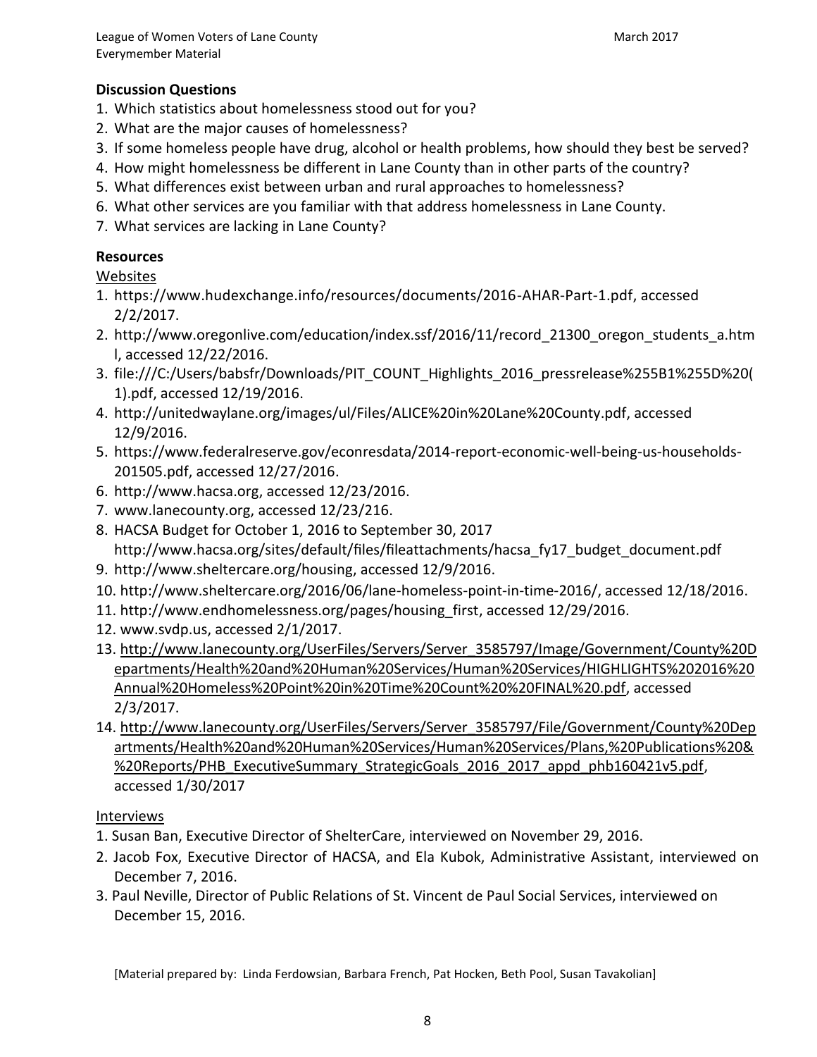**Discussion Questions**

1. Which statistics about homelessness stood out for you?
2. What are the major causes of homelessness?
3. If some homeless people have drug, alcohol or health problems, how should they best be served?
4. How might homelessness be different in Lane County than in other parts of the country?
5. What differences exist between urban and rural approaches to homelessness?
6. What other services are you familiar with that address homelessness in Lane County.
7. What services are lacking in Lane County?

**Resources**

Websites

1. https://www.hudexchange.info/resources/documents/2016-AHAR-Part-1.pdf, accessed 2/2/2017.
2. http://www.oregonlive.com/education/index.ssf/2016/11/record_21300_oregon_students_a.html, accessed 12/22/2016.
3. file:///C:/Users/babsfr/Downloads/PIT_COUNT_Highlights_2016_pressrelease%255B1%255D%20(1).pdf, accessed 12/19/2016.
4. http://unitedwaylane.org/images/ul/Files/ALICE%20in%20Lane%20County.pdf, accessed 12/9/2016.
5. https://www.federalreserve.gov/econresdata/2014-report-economic-well-being-us-households-201505.pdf, accessed 12/27/2016.
6. http://www.hacsa.org, accessed 12/23/2016.
7. www.lanecounty.org, accessed 12/23/216.
8. HACSA Budget for October 1, 2016 to September 30, 2017 http://www.hacsa.org/sites/default/files/fileattachments/hacsa_fy17_budget_document.pdf
9. http://www.sheltercare.org/housing, accessed 12/9/2016.
10. http://www.sheltercare.org/2016/06/lane-homeless-point-in-time-2016/, accessed 12/18/2016.
11. http://www.endhomelessness.org/pages/housing_first, accessed 12/29/2016.
12. www.svdp.us, accessed 2/1/2017.
13. http://www.lanecounty.org/UserFiles/Servers/Server_3585797/Image/Government/County%20Departments/Health%20and%20Human%20Services/Human%20Services/HIGHLIGHTS%202016%20Annual%20Homeless%20Point%20in%20Time%20Count%20%20FINAL%20.pdf, accessed 2/3/2017.
14. http://www.lanecounty.org/UserFiles/Servers/Server_3585797/File/Government/County%20Departments/Health%20and%20Human%20Services/Human%20Services/Plans,%20Publications%20&%20Reports/PHB_ExecutiveSummary_StrategicGoals_2016_2017_appd_phb160421v5.pdf, accessed 1/30/2017

Interviews

1. Susan Ban, Executive Director of ShelterCare, interviewed on November 29, 2016.
2. Jacob Fox, Executive Director of HACSA, and Ela Kubok, Administrative Assistant, interviewed on December 7, 2016.
3. Paul Neville, Director of Public Relations of St. Vincent de Paul Social Services, interviewed on December 15, 2016.

[Material prepared by: Linda Ferdowsian, Barbara French, Pat Hocken, Beth Pool, Susan Tavakolian]